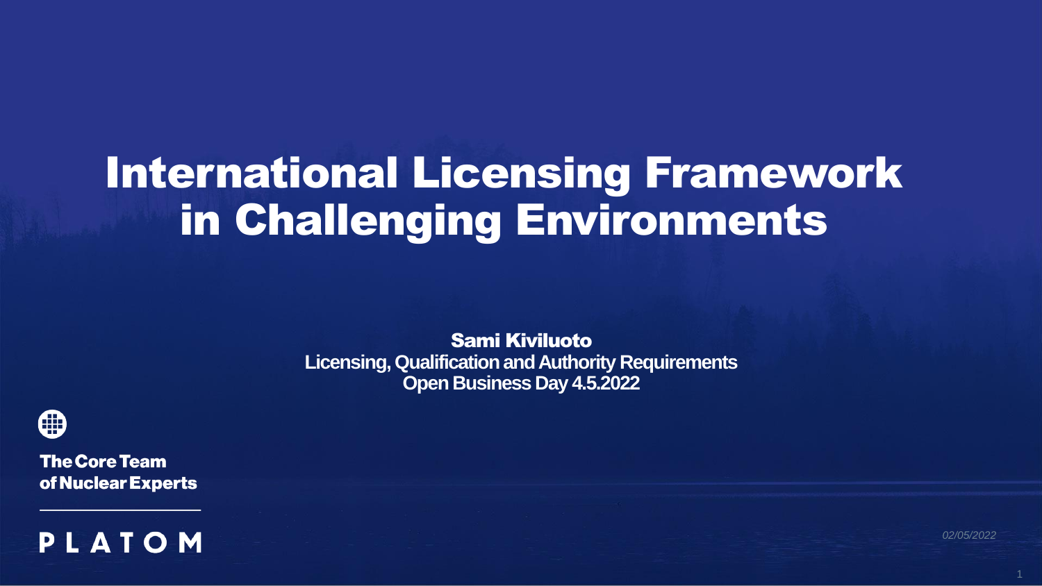# International Licensing Framework in Challenging Environments

**Sami Kiviluoto**
**Licensing, Qualification and Authority Requirements**
**Open Business Day 4.5.2022**

**The Core Team of Nuclear Experts**

**PLATOM**

*02/05/2022*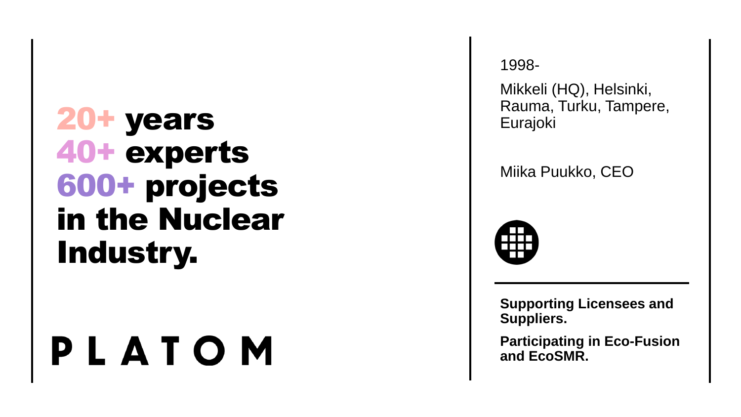# 20+ years
# 40+ experts
# 600+ projects
# in the Nuclear Industry.

PLATOM

1998-

Mikkeli (HQ), Helsinki, Rauma, Turku, Tampere, Eurajoki

Miika Puukko, CEO

**Supporting Licensees and Suppliers.**

**Participating in Eco-Fusion and EcoSMR.**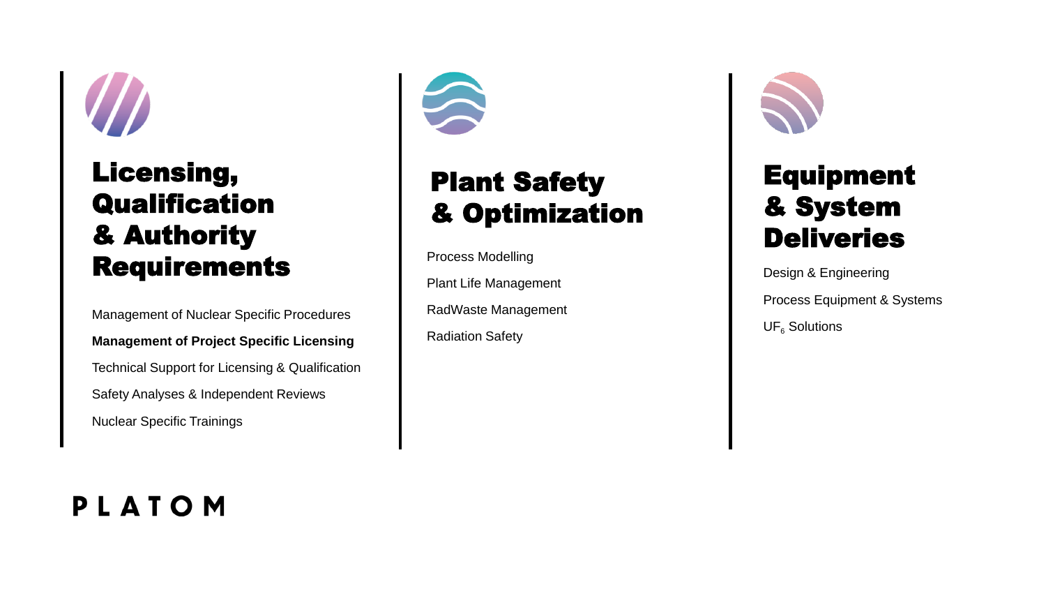## Licensing, Qualification & Authority Requirements

Management of Nuclear Specific Procedures

**Management of Project Specific Licensing**

Technical Support for Licensing & Qualification

Safety Analyses & Independent Reviews

Nuclear Specific Trainings

## Plant Safety & Optimization

Process Modelling

Plant Life Management

RadWaste Management

Radiation Safety

## Equipment & System Deliveries

Design & Engineering

Process Equipment & Systems

$UF_6$ Solutions

PLATOM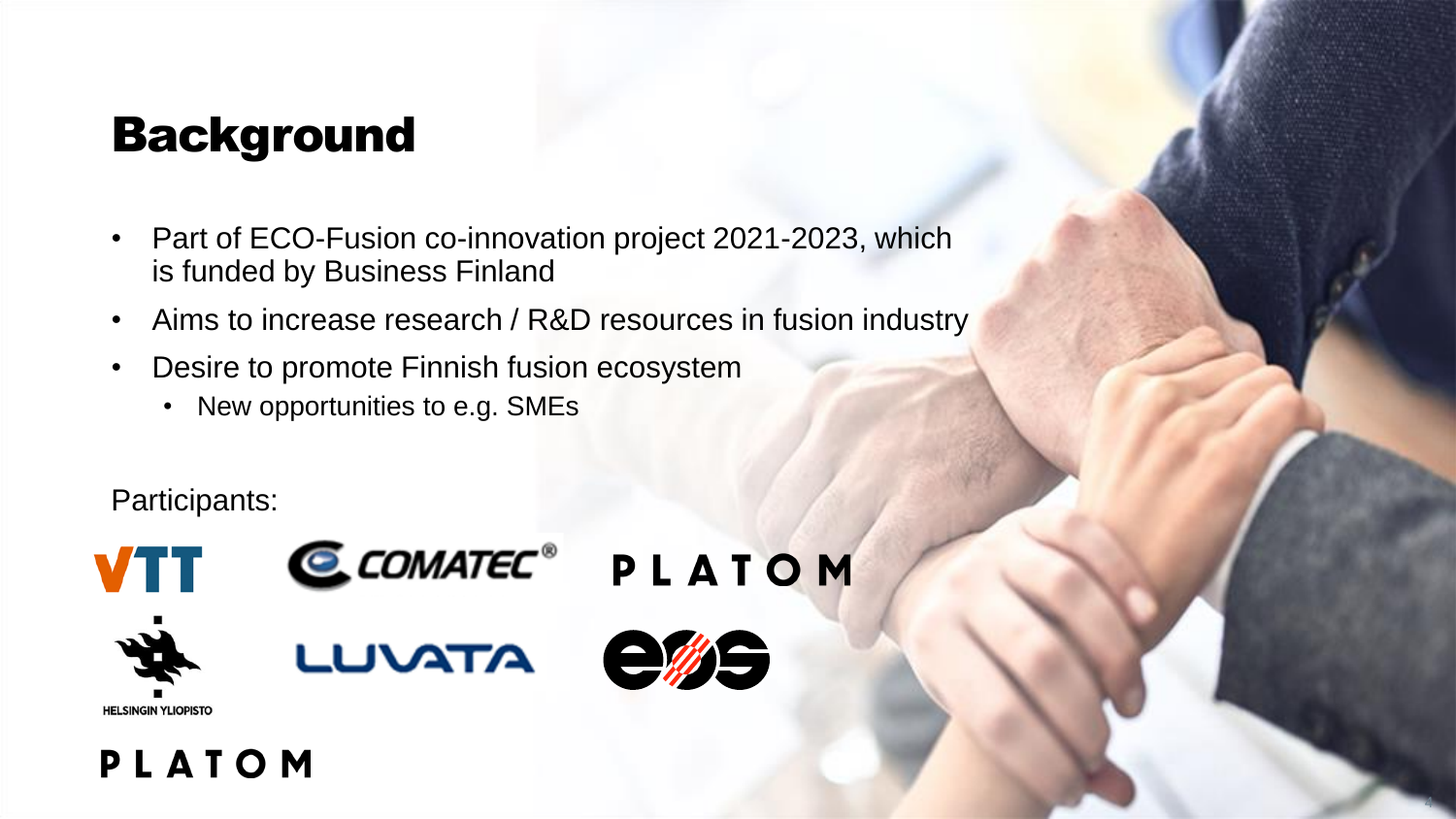# Background

- Part of ECO-Fusion co-innovation project 2021-2023, which is funded by Business Finland
- Aims to increase research / R&D resources in fusion industry
- Desire to promote Finnish fusion ecosystem
  - New opportunities to e.g. SMEs

Participants:

VTT
COMATEC®
PLATOM
HELSINGIN YLIOPISTO
LUVATA
EOS
PLATOM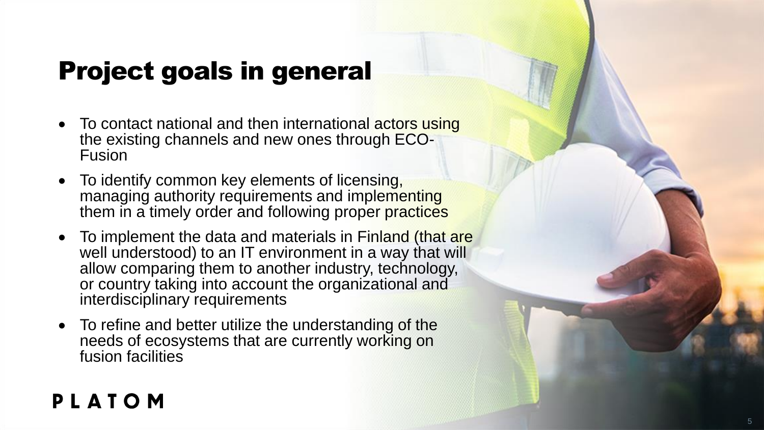# Project goals in general

- To contact national and then international actors using the existing channels and new ones through ECO-Fusion
- To identify common key elements of licensing, managing authority requirements and implementing them in a timely order and following proper practices
- To implement the data and materials in Finland (that are well understood) to an IT environment in a way that will allow comparing them to another industry, technology, or country taking into account the organizational and interdisciplinary requirements
- To refine and better utilize the understanding of the needs of ecosystems that are currently working on fusion facilities

PLATOM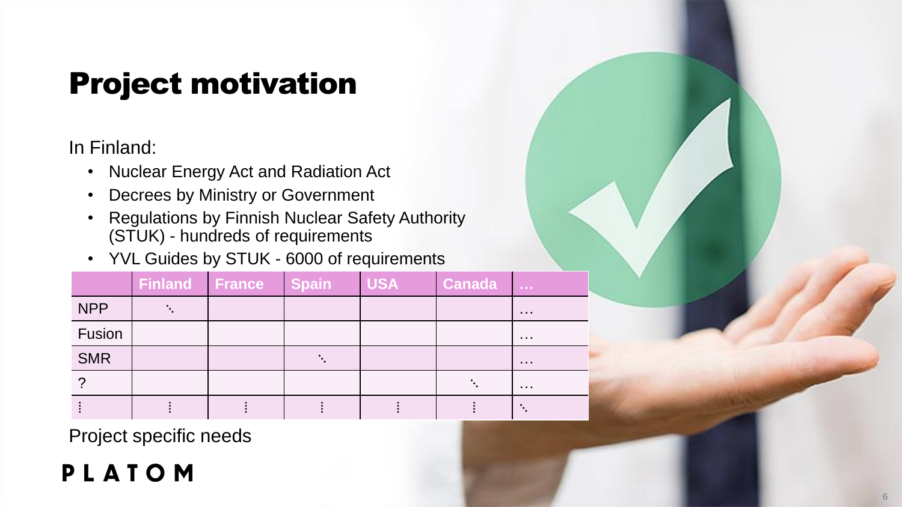# Project motivation

In Finland:

- Nuclear Energy Act and Radiation Act
- Decrees by Ministry or Government
- Regulations by Finnish Nuclear Safety Authority (STUK) - hundreds of requirements
- YVL Guides by STUK - 6000 of requirements

| | Finland | France | Spain | USA | Canada | … |
|---|---|---|---|---|---|---|
| NPP | ⋱ | | | | | … |
| Fusion | | | | | | … |
| SMR | | | ⋱ | | | … |
| ? | | | | | ⋱ | … |
| ⋮ | ⋮ | ⋮ | ⋮ | ⋮ | ⋮ | ⋱ |

Project specific needs

PLATOM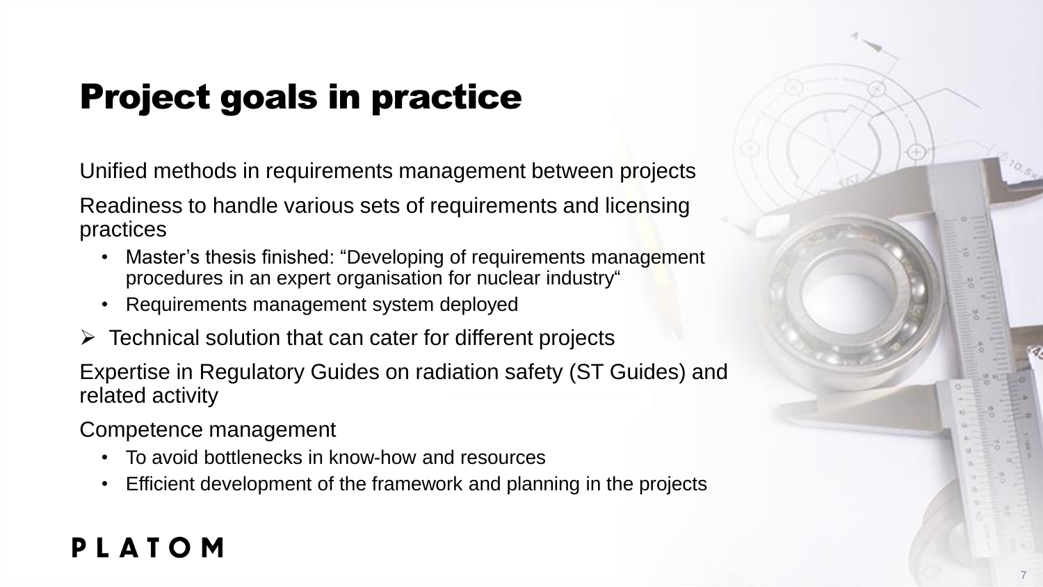# Project goals in practice

Unified methods in requirements management between projects

Readiness to handle various sets of requirements and licensing practices

- Master's thesis finished: "Developing of requirements management procedures in an expert organisation for nuclear industry"
- Requirements management system deployed

➢ Technical solution that can cater for different projects

Expertise in Regulatory Guides on radiation safety (ST Guides) and related activity

Competence management

- To avoid bottlenecks in know-how and resources
- Efficient development of the framework and planning in the projects

PLATOM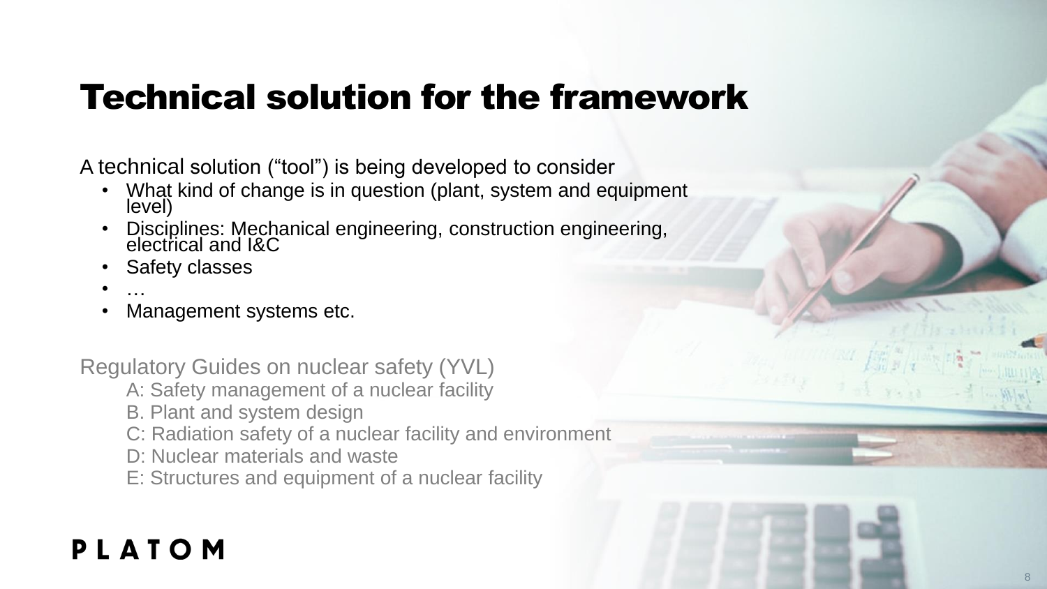# Technical solution for the framework

A technical solution ("tool") is being developed to consider

- What kind of change is in question (plant, system and equipment level)
- Disciplines: Mechanical engineering, construction engineering, electrical and I&C
- Safety classes
- …
- Management systems etc.

Regulatory Guides on nuclear safety (YVL)

A: Safety management of a nuclear facility
B. Plant and system design
C: Radiation safety of a nuclear facility and environment
D: Nuclear materials and waste
E: Structures and equipment of a nuclear facility

PLATOM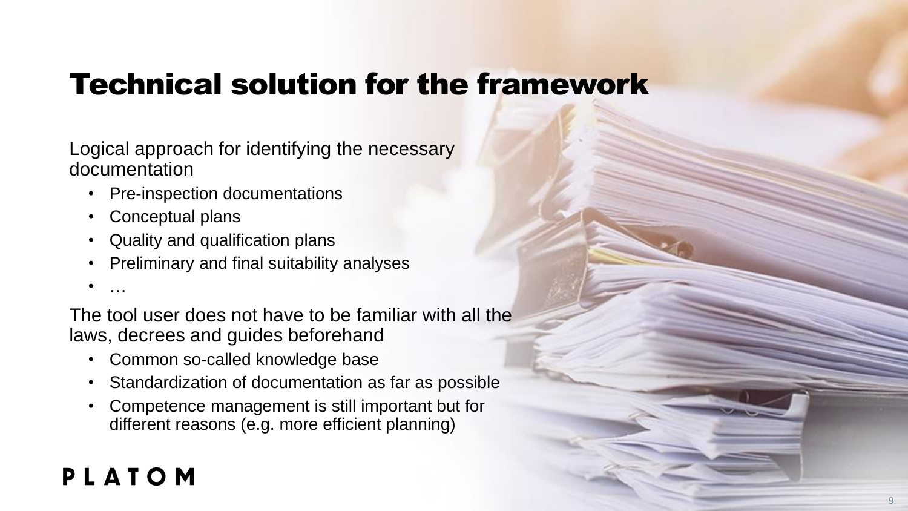# Technical solution for the framework

Logical approach for identifying the necessary documentation

- Pre-inspection documentations
- Conceptual plans
- Quality and qualification plans
- Preliminary and final suitability analyses
- …

The tool user does not have to be familiar with all the laws, decrees and guides beforehand

- Common so-called knowledge base
- Standardization of documentation as far as possible
- Competence management is still important but for different reasons (e.g. more efficient planning)

PLATOM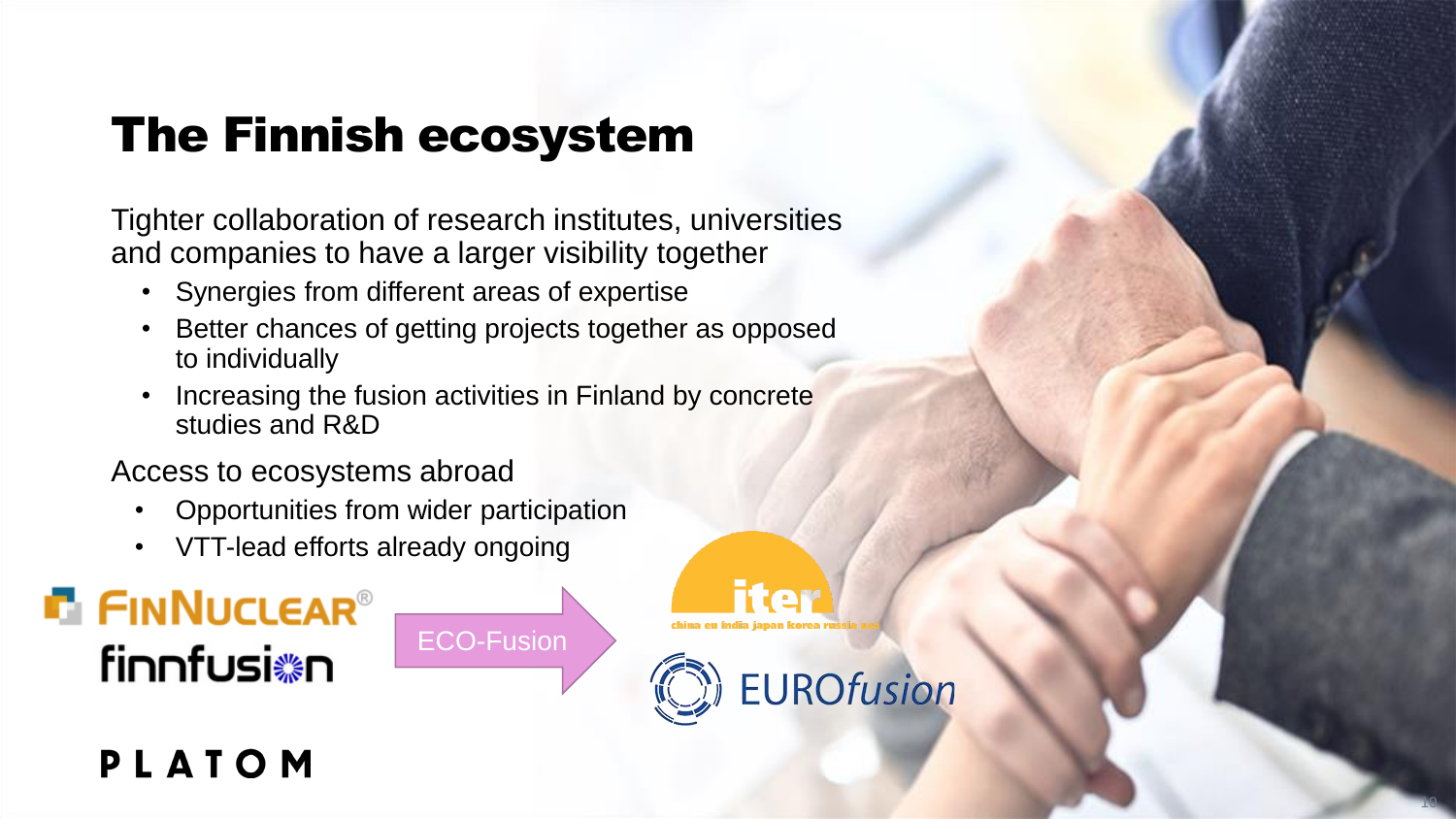# The Finnish ecosystem

Tighter collaboration of research institutes, universities and companies to have a larger visibility together

- Synergies from different areas of expertise
- Better chances of getting projects together as opposed to individually
- Increasing the fusion activities in Finland by concrete studies and R&D

Access to ecosystems abroad

- Opportunities from wider participation
- VTT-lead efforts already ongoing

FINNUCLEAR®

finnfusion

PLATOM

ECO-Fusion

iter

china eu india japan korea russia usa

EUROfusion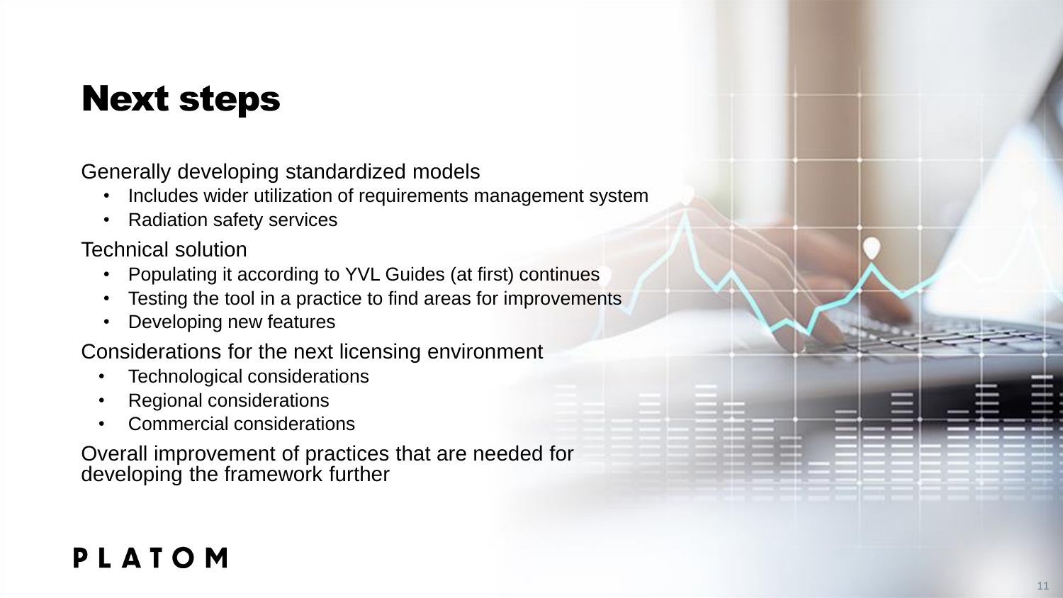# Next steps

Generally developing standardized models

- Includes wider utilization of requirements management system
- Radiation safety services

Technical solution

- Populating it according to YVL Guides (at first) continues
- Testing the tool in a practice to find areas for improvements
- Developing new features

Considerations for the next licensing environment

- Technological considerations
- Regional considerations
- Commercial considerations

Overall improvement of practices that are needed for developing the framework further

PLATOM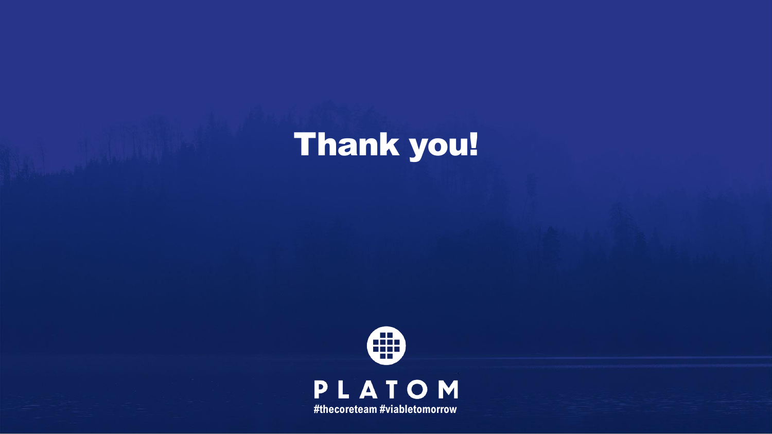# Thank you!

PLATOM

#thecoreteam #viabletomorrow